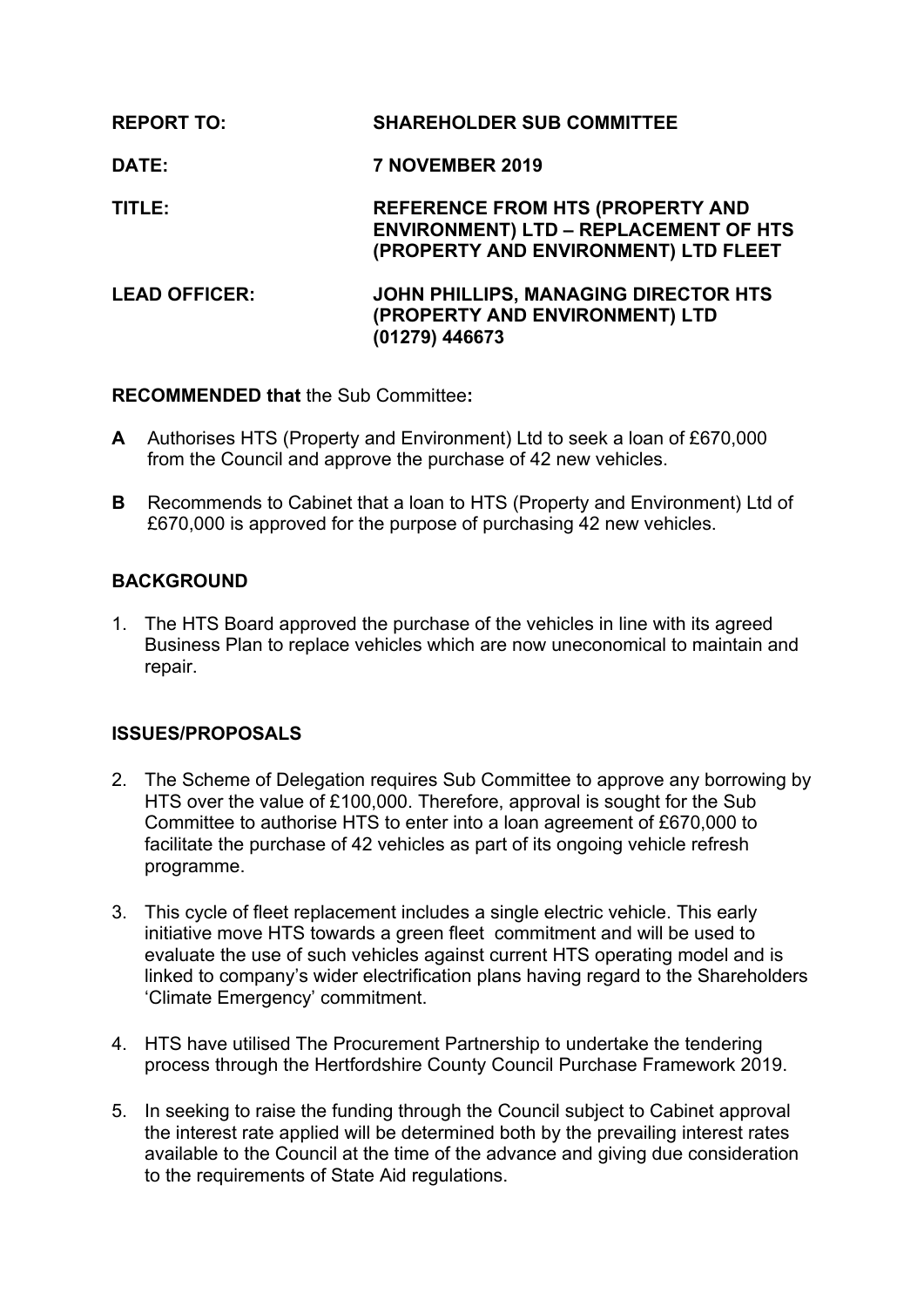**REPORT TO:** **SHAREHOLDER SUB COMMITTEE**

**DATE:** **7 NOVEMBER 2019**

**TITLE:** **REFERENCE FROM HTS (PROPERTY AND ENVIRONMENT) LTD – REPLACEMENT OF HTS (PROPERTY AND ENVIRONMENT) LTD FLEET**

**LEAD OFFICER:** **JOHN PHILLIPS, MANAGING DIRECTOR HTS (PROPERTY AND ENVIRONMENT) LTD (01279) 446673**

**RECOMMENDED that** the Sub Committee**:**

**A** Authorises HTS (Property and Environment) Ltd to seek a loan of £670,000 from the Council and approve the purchase of 42 new vehicles.

**B** Recommends to Cabinet that a loan to HTS (Property and Environment) Ltd of £670,000 is approved for the purpose of purchasing 42 new vehicles.

## BACKGROUND

1. The HTS Board approved the purchase of the vehicles in line with its agreed Business Plan to replace vehicles which are now uneconomical to maintain and repair.

## ISSUES/PROPOSALS

2. The Scheme of Delegation requires Sub Committee to approve any borrowing by HTS over the value of £100,000. Therefore, approval is sought for the Sub Committee to authorise HTS to enter into a loan agreement of £670,000 to facilitate the purchase of 42 vehicles as part of its ongoing vehicle refresh programme.

3. This cycle of fleet replacement includes a single electric vehicle. This early initiative move HTS towards a green fleet commitment and will be used to evaluate the use of such vehicles against current HTS operating model and is linked to company's wider electrification plans having regard to the Shareholders 'Climate Emergency' commitment.

4. HTS have utilised The Procurement Partnership to undertake the tendering process through the Hertfordshire County Council Purchase Framework 2019.

5. In seeking to raise the funding through the Council subject to Cabinet approval the interest rate applied will be determined both by the prevailing interest rates available to the Council at the time of the advance and giving due consideration to the requirements of State Aid regulations.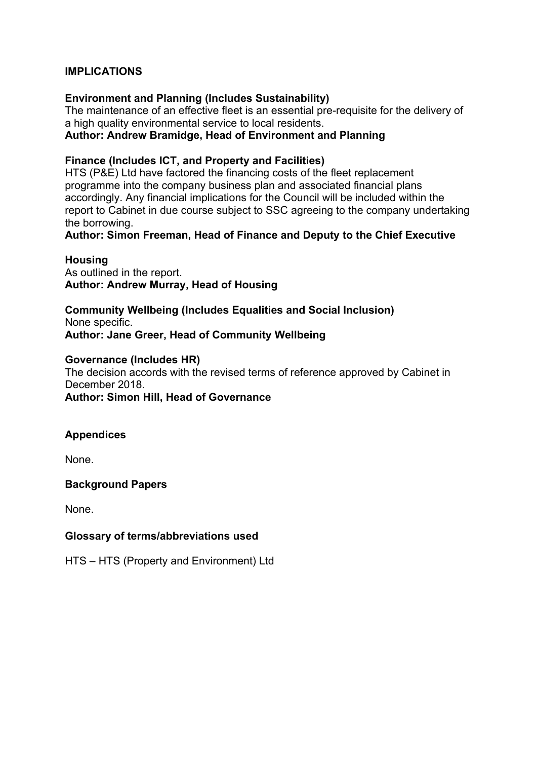**IMPLICATIONS**

**Environment and Planning (Includes Sustainability)**
The maintenance of an effective fleet is an essential pre-requisite for the delivery of a high quality environmental service to local residents.
**Author: Andrew Bramidge, Head of Environment and Planning**

**Finance (Includes ICT, and Property and Facilities)**
HTS (P&E) Ltd have factored the financing costs of the fleet replacement programme into the company business plan and associated financial plans accordingly. Any financial implications for the Council will be included within the report to Cabinet in due course subject to SSC agreeing to the company undertaking the borrowing.
**Author: Simon Freeman, Head of Finance and Deputy to the Chief Executive**

**Housing**
As outlined in the report.
**Author: Andrew Murray, Head of Housing**

**Community Wellbeing (Includes Equalities and Social Inclusion)**
None specific.
**Author: Jane Greer, Head of Community Wellbeing**

**Governance (Includes HR)**
The decision accords with the revised terms of reference approved by Cabinet in December 2018.
**Author: Simon Hill, Head of Governance**

**Appendices**

None.

**Background Papers**

None.

**Glossary of terms/abbreviations used**

HTS – HTS (Property and Environment) Ltd